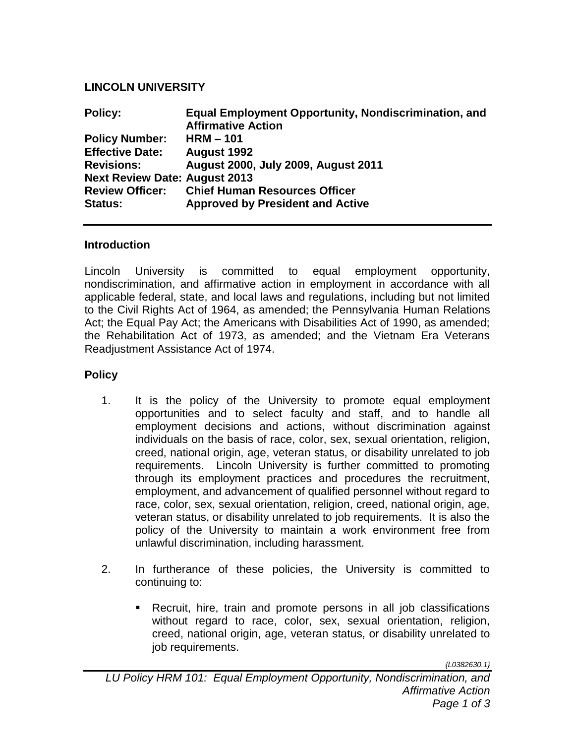**LINCOLN UNIVERSITY**

| | |
|---|---|
| **Policy:** | **Equal Employment Opportunity, Nondiscrimination, and Affirmative Action** |
| **Policy Number:** | **HRM – 101** |
| **Effective Date:** | **August 1992** |
| **Revisions:** | **August 2000, July 2009, August 2011** |
| **Next Review Date:** | **August 2013** |
| **Review Officer:** | **Chief Human Resources Officer** |
| **Status:** | **Approved by President and Active** |

---

## Introduction

Lincoln University is committed to equal employment opportunity, nondiscrimination, and affirmative action in employment in accordance with all applicable federal, state, and local laws and regulations, including but not limited to the Civil Rights Act of 1964, as amended; the Pennsylvania Human Relations Act; the Equal Pay Act; the Americans with Disabilities Act of 1990, as amended; the Rehabilitation Act of 1973, as amended; and the Vietnam Era Veterans Readjustment Assistance Act of 1974.

## Policy

1. It is the policy of the University to promote equal employment opportunities and to select faculty and staff, and to handle all employment decisions and actions, without discrimination against individuals on the basis of race, color, sex, sexual orientation, religion, creed, national origin, age, veteran status, or disability unrelated to job requirements. Lincoln University is further committed to promoting through its employment practices and procedures the recruitment, employment, and advancement of qualified personnel without regard to race, color, sex, sexual orientation, religion, creed, national origin, age, veteran status, or disability unrelated to job requirements. It is also the policy of the University to maintain a work environment free from unlawful discrimination, including harassment.

2. In furtherance of these policies, the University is committed to continuing to:

   - Recruit, hire, train and promote persons in all job classifications without regard to race, color, sex, sexual orientation, religion, creed, national origin, age, veteran status, or disability unrelated to job requirements.

{L0382630.1}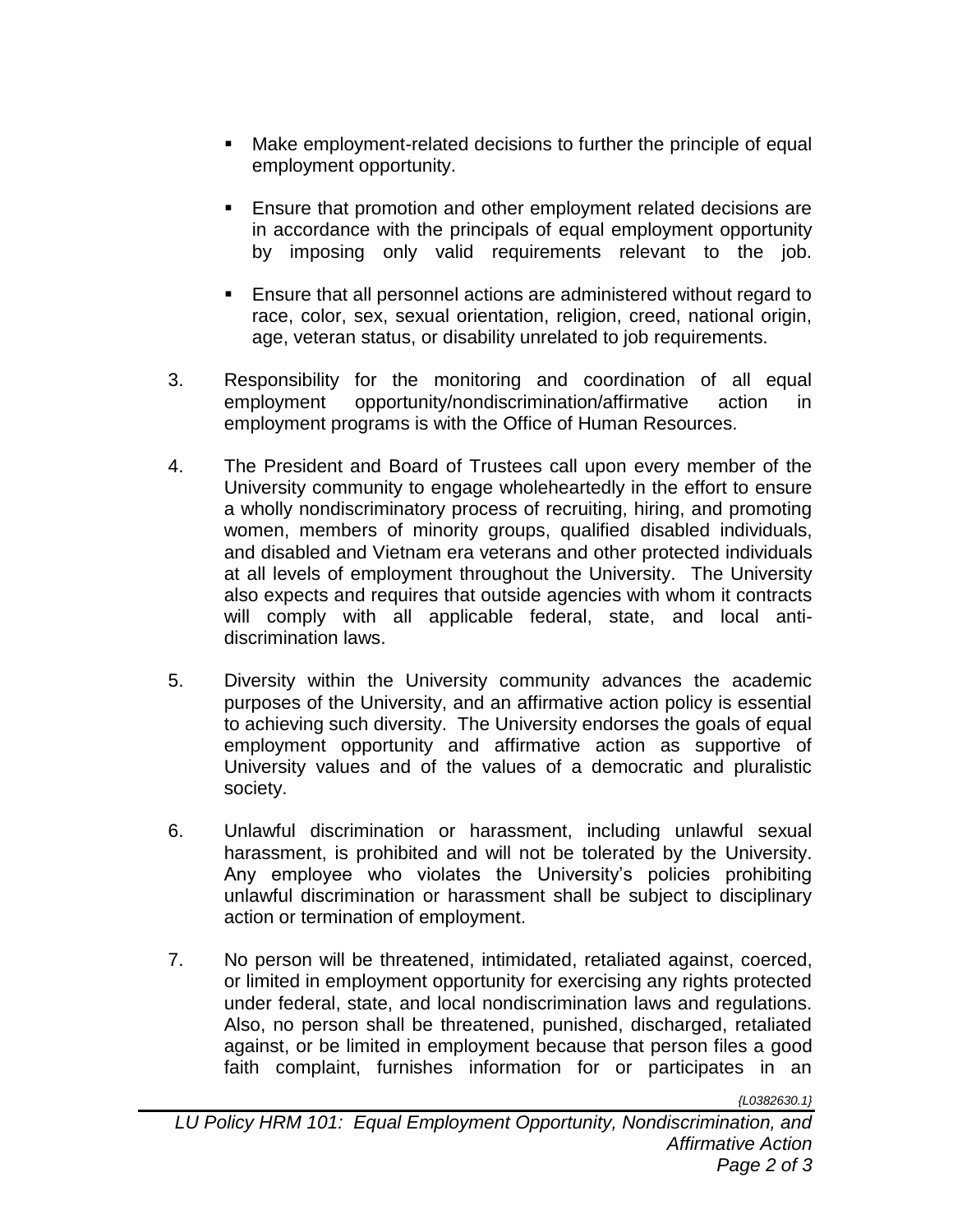- Make employment-related decisions to further the principle of equal employment opportunity.

- Ensure that promotion and other employment related decisions are in accordance with the principals of equal employment opportunity by imposing only valid requirements relevant to the job.

- Ensure that all personnel actions are administered without regard to race, color, sex, sexual orientation, religion, creed, national origin, age, veteran status, or disability unrelated to job requirements.

3. Responsibility for the monitoring and coordination of all equal employment opportunity/nondiscrimination/affirmative action in employment programs is with the Office of Human Resources.

4. The President and Board of Trustees call upon every member of the University community to engage wholeheartedly in the effort to ensure a wholly nondiscriminatory process of recruiting, hiring, and promoting women, members of minority groups, qualified disabled individuals, and disabled and Vietnam era veterans and other protected individuals at all levels of employment throughout the University. The University also expects and requires that outside agencies with whom it contracts will comply with all applicable federal, state, and local anti-discrimination laws.

5. Diversity within the University community advances the academic purposes of the University, and an affirmative action policy is essential to achieving such diversity. The University endorses the goals of equal employment opportunity and affirmative action as supportive of University values and of the values of a democratic and pluralistic society.

6. Unlawful discrimination or harassment, including unlawful sexual harassment, is prohibited and will not be tolerated by the University. Any employee who violates the University's policies prohibiting unlawful discrimination or harassment shall be subject to disciplinary action or termination of employment.

7. No person will be threatened, intimidated, retaliated against, coerced, or limited in employment opportunity for exercising any rights protected under federal, state, and local nondiscrimination laws and regulations. Also, no person shall be threatened, punished, discharged, retaliated against, or be limited in employment because that person files a good faith complaint, furnishes information for or participates in an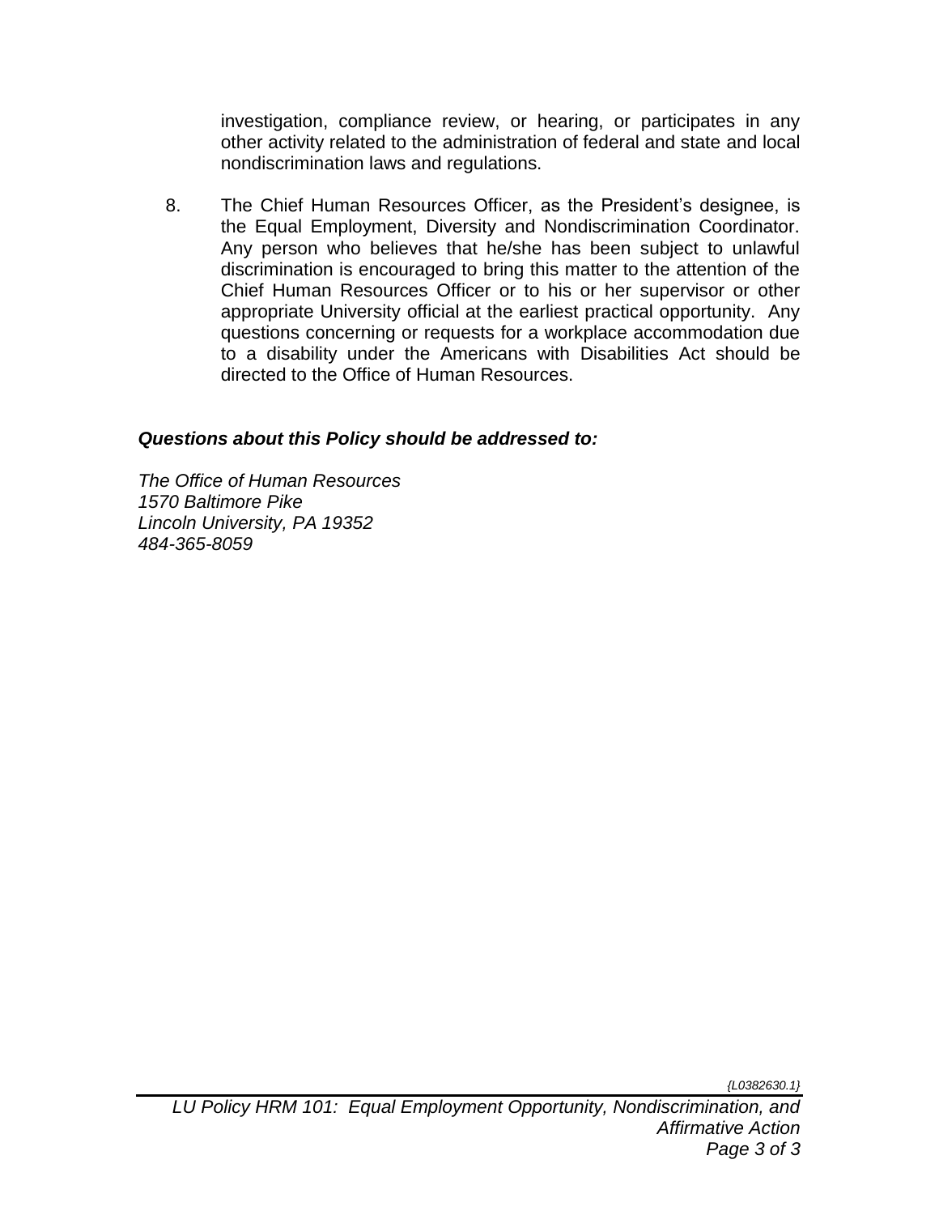investigation, compliance review, or hearing, or participates in any other activity related to the administration of federal and state and local nondiscrimination laws and regulations.

8. The Chief Human Resources Officer, as the President's designee, is the Equal Employment, Diversity and Nondiscrimination Coordinator. Any person who believes that he/she has been subject to unlawful discrimination is encouraged to bring this matter to the attention of the Chief Human Resources Officer or to his or her supervisor or other appropriate University official at the earliest practical opportunity. Any questions concerning or requests for a workplace accommodation due to a disability under the Americans with Disabilities Act should be directed to the Office of Human Resources.

***Questions about this Policy should be addressed to:***

*The Office of Human Resources*
*1570 Baltimore Pike*
*Lincoln University, PA 19352*
*484-365-8059*

*{L0382630.1}*